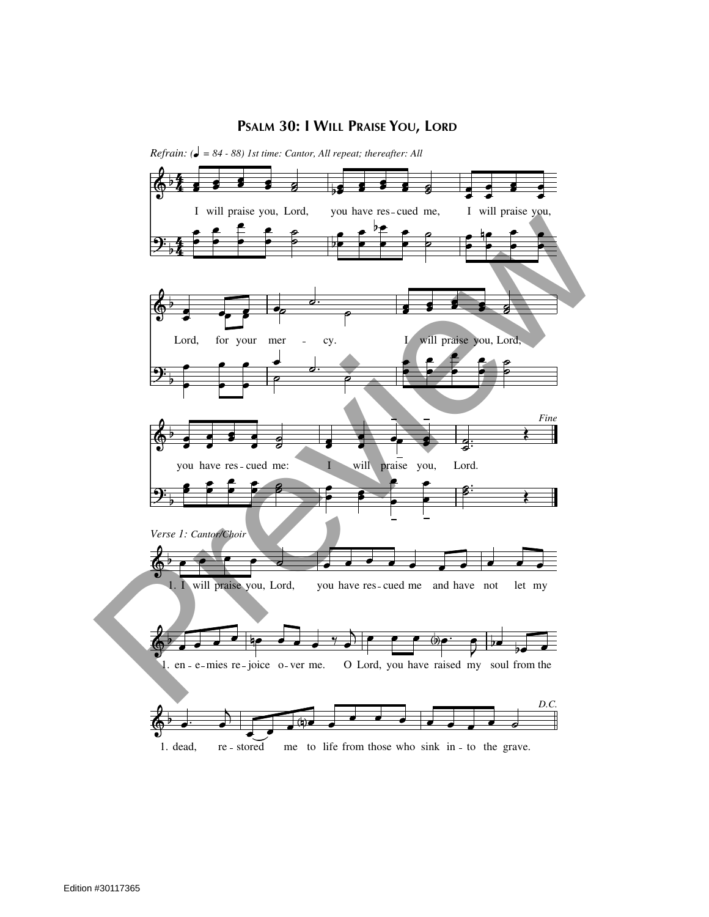# Psalm 30: I Will Praise You, Lord

*Refrain: (♩ = 84 - 88) 1st time: Cantor, All repeat; thereafter: All*

I will praise you, Lord, you have res - cued me, I will praise you, Lord, for your mer - cy. I will praise you, Lord, you have res - cued me: I will praise you, Lord.

*Fine*

*Verse 1: Cantor/Choir*

1. I will praise you, Lord, you have res - cued me and have not let my en - e - mies re - joice o - ver me. O Lord, you have raised my soul from the dead, re - stored me to life from those who sink in - to the grave.

*D.C.*

Edition #30117365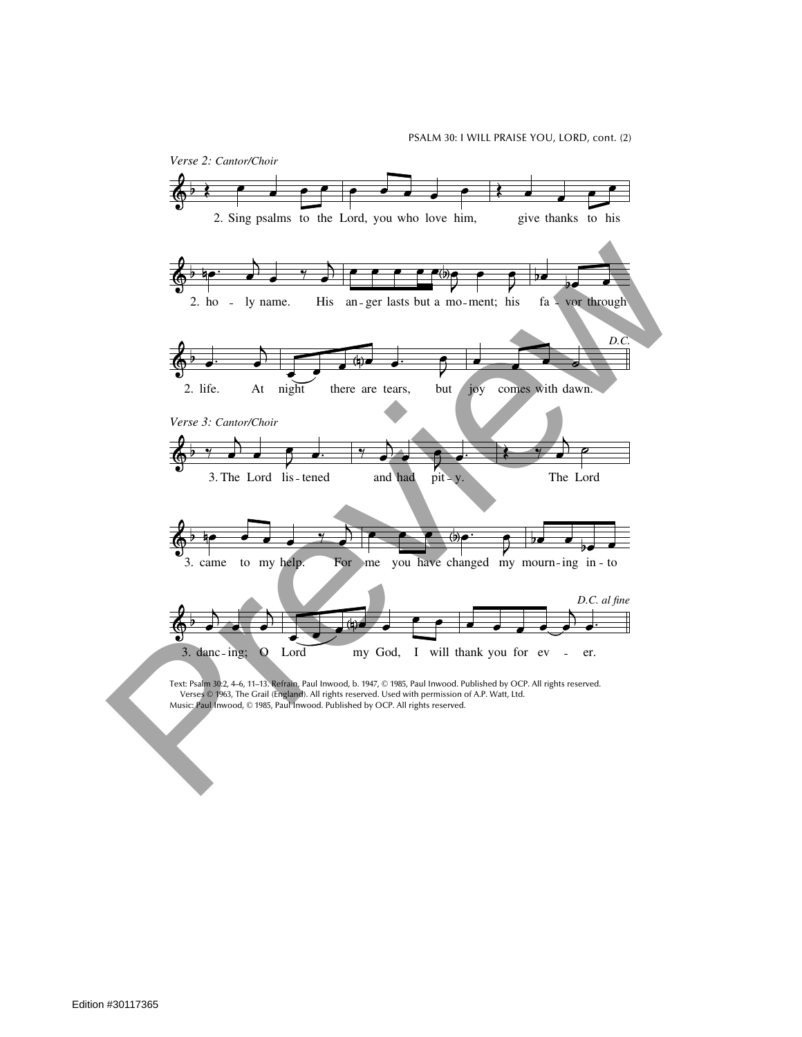*Verse 2: Cantor/Choir*

2. Sing psalms to the Lord, you who love him, give thanks to his

2. ho - ly name. His an - ger lasts but a mo - ment; his fa - vor through

2. life. At night there are tears, but joy comes with dawn.

D.C.

*Verse 3: Cantor/Choir*

3. The Lord lis - tened and had pit - y. The Lord

3. came to my help. For me you have changed my mourn - ing in - to

3. danc - ing; O Lord my God, I will thank you for ev - er.

*D.C. al fine*

Text: Psalm 30:2, 4–6, 11–13. Refrain, Paul Inwood, b. 1947, © 1985, Paul Inwood. Published by OCP. All rights reserved. Verses © 1963, The Grail (England). All rights reserved. Used with permission of A.P. Watt, Ltd.
Music: Paul Inwood, © 1985, Paul Inwood. Published by OCP. All rights reserved.